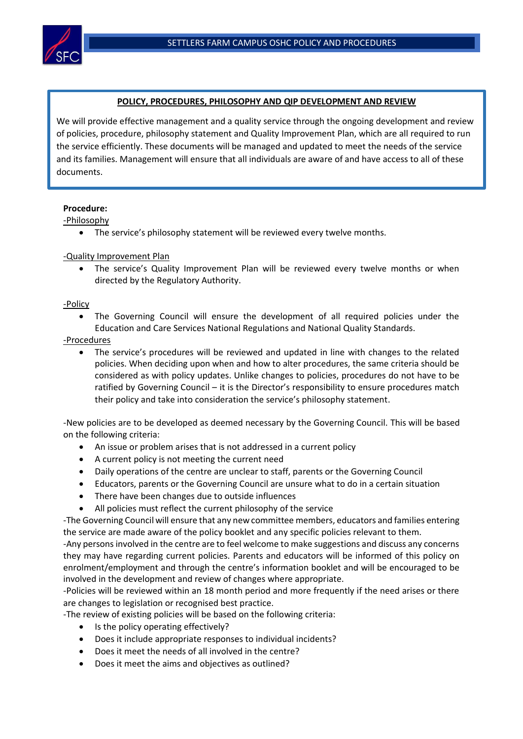## POLICY, PROCEDURES, PHILOSOPHY AND QIP DEVELOPMENT AND REVIEW

We will provide effective management and a quality service through the ongoing development and review of policies, procedure, philosophy statement and Quality Improvement Plan, which are all required to run the service efficiently. These documents will be managed and updated to meet the needs of the service and its families. Management will ensure that all individuals are aware of and have access to all of these documents.

**Procedure:**

-Philosophy

- The service's philosophy statement will be reviewed every twelve months.

-Quality Improvement Plan

- The service's Quality Improvement Plan will be reviewed every twelve months or when directed by the Regulatory Authority.

-Policy

- The Governing Council will ensure the development of all required policies under the Education and Care Services National Regulations and National Quality Standards.

-Procedures

- The service's procedures will be reviewed and updated in line with changes to the related policies. When deciding upon when and how to alter procedures, the same criteria should be considered as with policy updates. Unlike changes to policies, procedures do not have to be ratified by Governing Council – it is the Director's responsibility to ensure procedures match their policy and take into consideration the service's philosophy statement.

-New policies are to be developed as deemed necessary by the Governing Council. This will be based on the following criteria:

- An issue or problem arises that is not addressed in a current policy
- A current policy is not meeting the current need
- Daily operations of the centre are unclear to staff, parents or the Governing Council
- Educators, parents or the Governing Council are unsure what to do in a certain situation
- There have been changes due to outside influences
- All policies must reflect the current philosophy of the service

-The Governing Council will ensure that any new committee members, educators and families entering the service are made aware of the policy booklet and any specific policies relevant to them.

-Any persons involved in the centre are to feel welcome to make suggestions and discuss any concerns they may have regarding current policies. Parents and educators will be informed of this policy on enrolment/employment and through the centre's information booklet and will be encouraged to be involved in the development and review of changes where appropriate.

-Policies will be reviewed within an 18 month period and more frequently if the need arises or there are changes to legislation or recognised best practice.

-The review of existing policies will be based on the following criteria:

- Is the policy operating effectively?
- Does it include appropriate responses to individual incidents?
- Does it meet the needs of all involved in the centre?
- Does it meet the aims and objectives as outlined?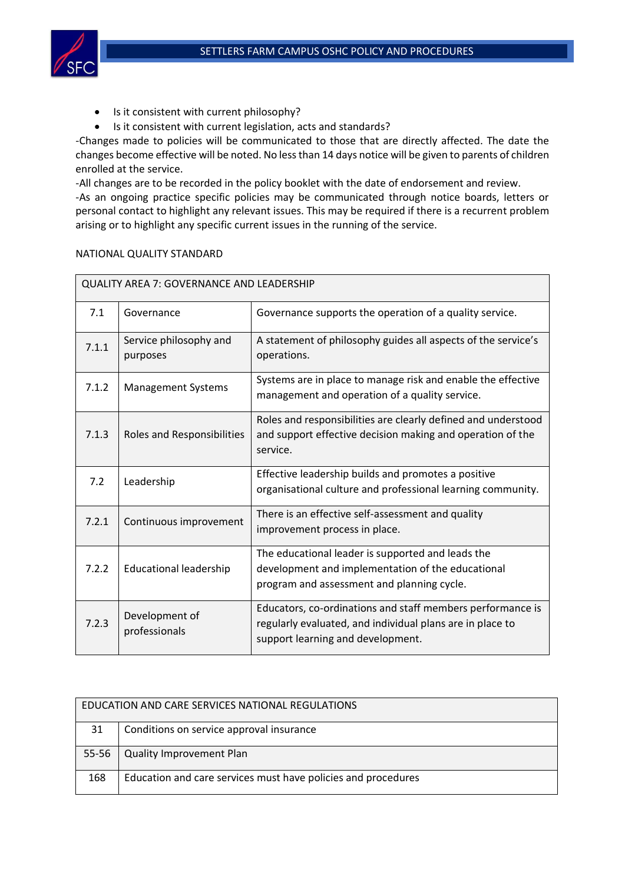- Is it consistent with current philosophy?
- Is it consistent with current legislation, acts and standards?

-Changes made to policies will be communicated to those that are directly affected. The date the changes become effective will be noted. No less than 14 days notice will be given to parents of children enrolled at the service.

-All changes are to be recorded in the policy booklet with the date of endorsement and review.

-As an ongoing practice specific policies may be communicated through notice boards, letters or personal contact to highlight any relevant issues. This may be required if there is a recurrent problem arising or to highlight any specific current issues in the running of the service.

NATIONAL QUALITY STANDARD

| QUALITY AREA 7: GOVERNANCE AND LEADERSHIP | | |
|---|---|---|
| 7.1 | Governance | Governance supports the operation of a quality service. |
| 7.1.1 | Service philosophy and purposes | A statement of philosophy guides all aspects of the service's operations. |
| 7.1.2 | Management Systems | Systems are in place to manage risk and enable the effective management and operation of a quality service. |
| 7.1.3 | Roles and Responsibilities | Roles and responsibilities are clearly defined and understood and support effective decision making and operation of the service. |
| 7.2 | Leadership | Effective leadership builds and promotes a positive organisational culture and professional learning community. |
| 7.2.1 | Continuous improvement | There is an effective self-assessment and quality improvement process in place. |
| 7.2.2 | Educational leadership | The educational leader is supported and leads the development and implementation of the educational program and assessment and planning cycle. |
| 7.2.3 | Development of professionals | Educators, co-ordinations and staff members performance is regularly evaluated, and individual plans are in place to support learning and development. |

| EDUCATION AND CARE SERVICES NATIONAL REGULATIONS | |
|---|---|
| 31 | Conditions on service approval insurance |
| 55-56 | Quality Improvement Plan |
| 168 | Education and care services must have policies and procedures |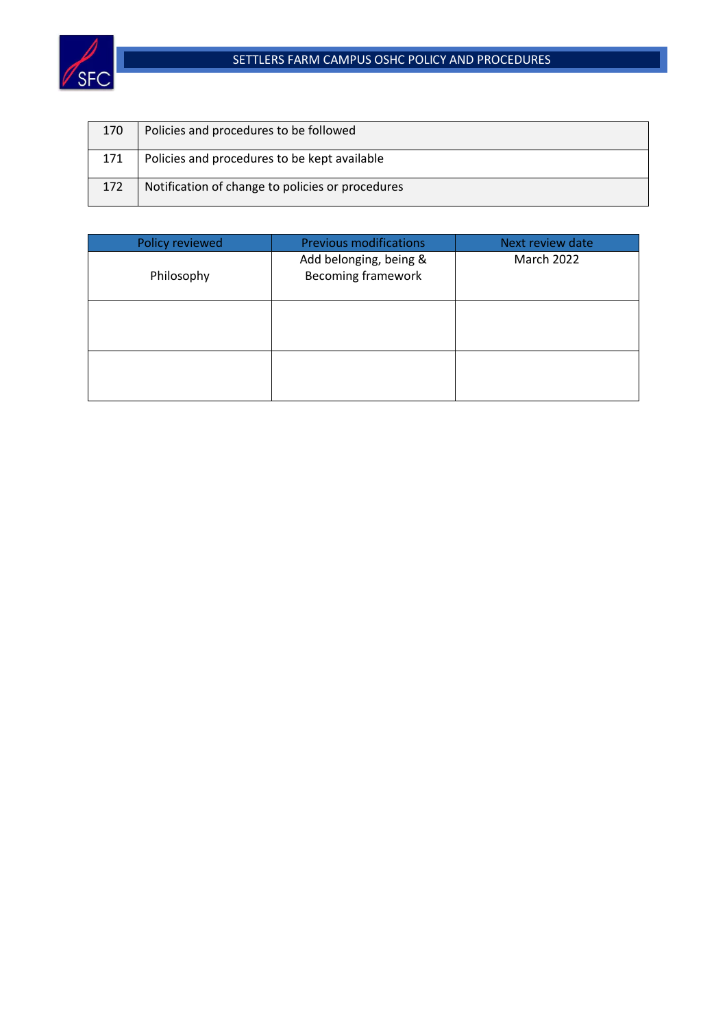| | |
|---|---|
| 170 | Policies and procedures to be followed |
| 171 | Policies and procedures to be kept available |
| 172 | Notification of change to policies or procedures |

| Policy reviewed | Previous modifications | Next review date |
|---|---|---|
| Philosophy | Add belonging, being & Becoming framework | March 2022 |
| | | |
| | | |